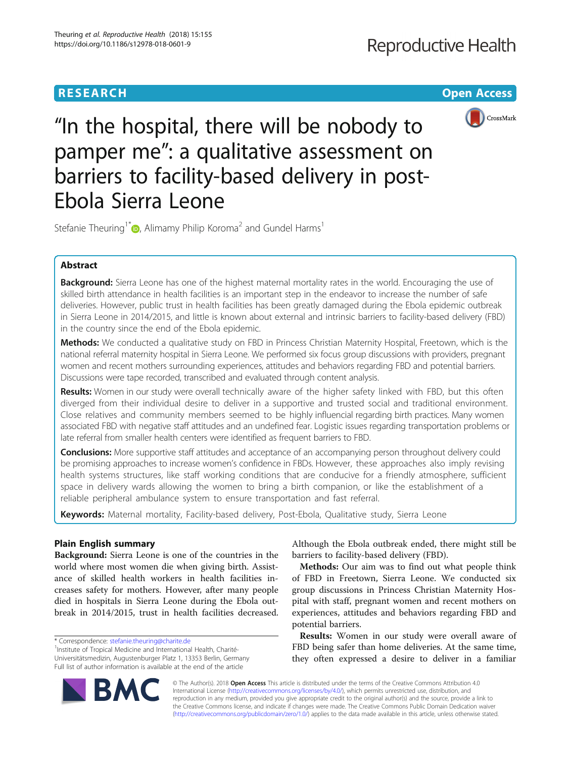RESEARCH Open Access

# "In the hospital, there will be nobody to pamper me": a qualitative assessment on barriers to facility-based delivery in post-Ebola Sierra Leone

Stefanie Theuring[1*], Alimamy Philip Koroma[2] and Gundel Harms[1]

## Abstract

**Background:** Sierra Leone has one of the highest maternal mortality rates in the world. Encouraging the use of skilled birth attendance in health facilities is an important step in the endeavor to increase the number of safe deliveries. However, public trust in health facilities has been greatly damaged during the Ebola epidemic outbreak in Sierra Leone in 2014/2015, and little is known about external and intrinsic barriers to facility-based delivery (FBD) in the country since the end of the Ebola epidemic.

**Methods:** We conducted a qualitative study on FBD in Princess Christian Maternity Hospital, Freetown, which is the national referral maternity hospital in Sierra Leone. We performed six focus group discussions with providers, pregnant women and recent mothers surrounding experiences, attitudes and behaviors regarding FBD and potential barriers. Discussions were tape recorded, transcribed and evaluated through content analysis.

**Results:** Women in our study were overall technically aware of the higher safety linked with FBD, but this often diverged from their individual desire to deliver in a supportive and trusted social and traditional environment. Close relatives and community members seemed to be highly influencial regarding birth practices. Many women associated FBD with negative staff attitudes and an undefined fear. Logistic issues regarding transportation problems or late referral from smaller health centers were identified as frequent barriers to FBD.

**Conclusions:** More supportive staff attitudes and acceptance of an accompanying person throughout delivery could be promising approaches to increase women's confidence in FBDs. However, these approaches also imply revising health systems structures, like staff working conditions that are conducive for a friendly atmosphere, sufficient space in delivery wards allowing the women to bring a birth companion, or like the establishment of a reliable peripheral ambulance system to ensure transportation and fast referral.

**Keywords:** Maternal mortality, Facility-based delivery, Post-Ebola, Qualitative study, Sierra Leone

## Plain English summary

**Background:** Sierra Leone is one of the countries in the world where most women die when giving birth. Assistance of skilled health workers in health facilities increases safety for mothers. However, after many people died in hospitals in Sierra Leone during the Ebola outbreak in 2014/2015, trust in health facilities decreased. Although the Ebola outbreak ended, there might still be barriers to facility-based delivery (FBD).

**Methods:** Our aim was to find out what people think of FBD in Freetown, Sierra Leone. We conducted six group discussions in Princess Christian Maternity Hospital with staff, pregnant women and recent mothers on experiences, attitudes and behaviors regarding FBD and potential barriers.

**Results:** Women in our study were overall aware of FBD being safer than home deliveries. At the same time, they often expressed a desire to deliver in a familiar

\* Correspondence: stefanie.theuring@charite.de
[1]Institute of Tropical Medicine and International Health, Charité-Universitätsmedizin, Augustenburger Platz 1, 13353 Berlin, Germany
Full list of author information is available at the end of the article

© The Author(s). 2018 **Open Access** This article is distributed under the terms of the Creative Commons Attribution 4.0 International License (http://creativecommons.org/licenses/by/4.0/), which permits unrestricted use, distribution, and reproduction in any medium, provided you give appropriate credit to the original author(s) and the source, provide a link to the Creative Commons license, and indicate if changes were made. The Creative Commons Public Domain Dedication waiver (http://creativecommons.org/publicdomain/zero/1.0/) applies to the data made available in this article, unless otherwise stated.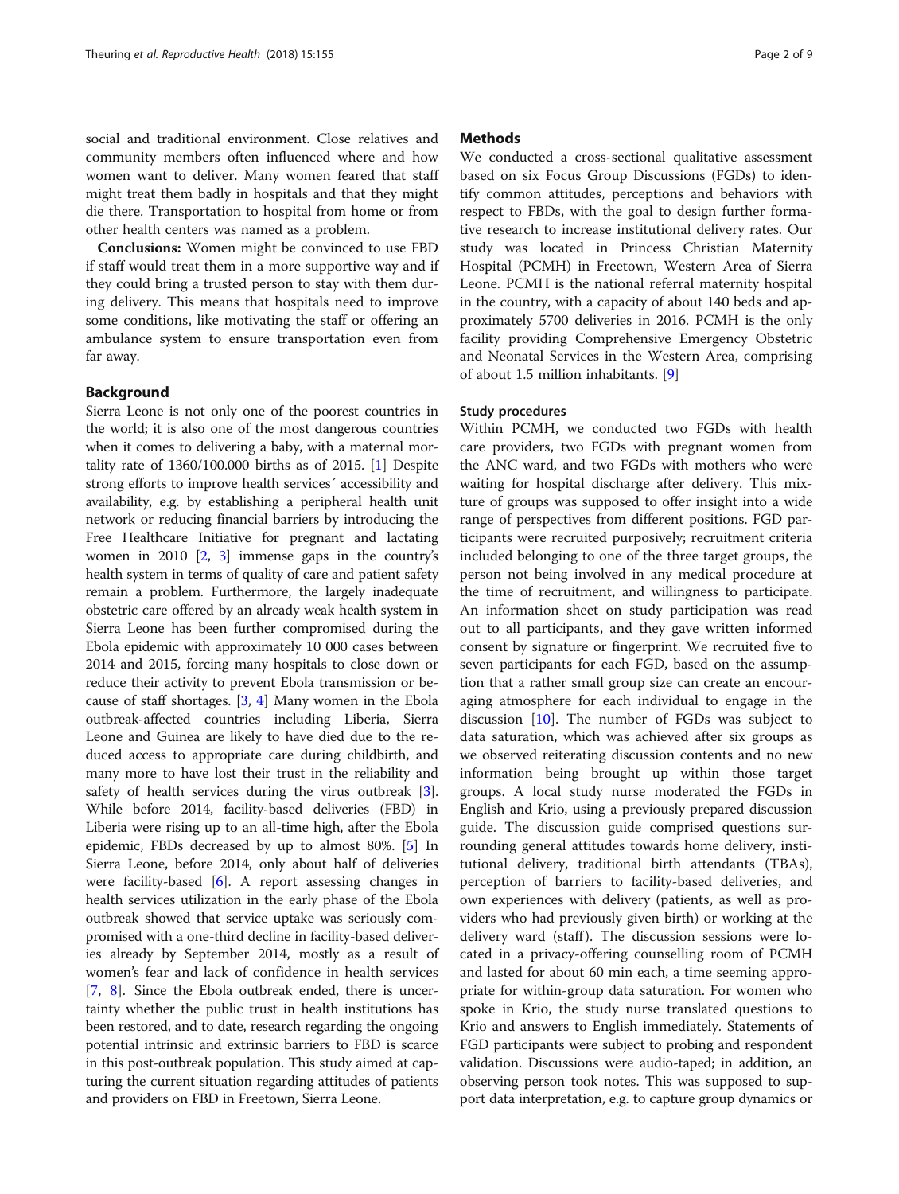social and traditional environment. Close relatives and community members often influenced where and how women want to deliver. Many women feared that staff might treat them badly in hospitals and that they might die there. Transportation to hospital from home or from other health centers was named as a problem.

**Conclusions:** Women might be convinced to use FBD if staff would treat them in a more supportive way and if they could bring a trusted person to stay with them during delivery. This means that hospitals need to improve some conditions, like motivating the staff or offering an ambulance system to ensure transportation even from far away.

## Background

Sierra Leone is not only one of the poorest countries in the world; it is also one of the most dangerous countries when it comes to delivering a baby, with a maternal mortality rate of 1360/100.000 births as of 2015. [1] Despite strong efforts to improve health services´ accessibility and availability, e.g. by establishing a peripheral health unit network or reducing financial barriers by introducing the Free Healthcare Initiative for pregnant and lactating women in 2010 [2, 3] immense gaps in the country's health system in terms of quality of care and patient safety remain a problem. Furthermore, the largely inadequate obstetric care offered by an already weak health system in Sierra Leone has been further compromised during the Ebola epidemic with approximately 10 000 cases between 2014 and 2015, forcing many hospitals to close down or reduce their activity to prevent Ebola transmission or because of staff shortages. [3, 4] Many women in the Ebola outbreak-affected countries including Liberia, Sierra Leone and Guinea are likely to have died due to the reduced access to appropriate care during childbirth, and many more to have lost their trust in the reliability and safety of health services during the virus outbreak [3]. While before 2014, facility-based deliveries (FBD) in Liberia were rising up to an all-time high, after the Ebola epidemic, FBDs decreased by up to almost 80%. [5] In Sierra Leone, before 2014, only about half of deliveries were facility-based [6]. A report assessing changes in health services utilization in the early phase of the Ebola outbreak showed that service uptake was seriously compromised with a one-third decline in facility-based deliveries already by September 2014, mostly as a result of women's fear and lack of confidence in health services [7, 8]. Since the Ebola outbreak ended, there is uncertainty whether the public trust in health institutions has been restored, and to date, research regarding the ongoing potential intrinsic and extrinsic barriers to FBD is scarce in this post-outbreak population. This study aimed at capturing the current situation regarding attitudes of patients and providers on FBD in Freetown, Sierra Leone.

## Methods

We conducted a cross-sectional qualitative assessment based on six Focus Group Discussions (FGDs) to identify common attitudes, perceptions and behaviors with respect to FBDs, with the goal to design further formative research to increase institutional delivery rates. Our study was located in Princess Christian Maternity Hospital (PCMH) in Freetown, Western Area of Sierra Leone. PCMH is the national referral maternity hospital in the country, with a capacity of about 140 beds and approximately 5700 deliveries in 2016. PCMH is the only facility providing Comprehensive Emergency Obstetric and Neonatal Services in the Western Area, comprising of about 1.5 million inhabitants. [9]

### Study procedures

Within PCMH, we conducted two FGDs with health care providers, two FGDs with pregnant women from the ANC ward, and two FGDs with mothers who were waiting for hospital discharge after delivery. This mixture of groups was supposed to offer insight into a wide range of perspectives from different positions. FGD participants were recruited purposively; recruitment criteria included belonging to one of the three target groups, the person not being involved in any medical procedure at the time of recruitment, and willingness to participate. An information sheet on study participation was read out to all participants, and they gave written informed consent by signature or fingerprint. We recruited five to seven participants for each FGD, based on the assumption that a rather small group size can create an encouraging atmosphere for each individual to engage in the discussion [10]. The number of FGDs was subject to data saturation, which was achieved after six groups as we observed reiterating discussion contents and no new information being brought up within those target groups. A local study nurse moderated the FGDs in English and Krio, using a previously prepared discussion guide. The discussion guide comprised questions surrounding general attitudes towards home delivery, institutional delivery, traditional birth attendants (TBAs), perception of barriers to facility-based deliveries, and own experiences with delivery (patients, as well as providers who had previously given birth) or working at the delivery ward (staff). The discussion sessions were located in a privacy-offering counselling room of PCMH and lasted for about 60 min each, a time seeming appropriate for within-group data saturation. For women who spoke in Krio, the study nurse translated questions to Krio and answers to English immediately. Statements of FGD participants were subject to probing and respondent validation. Discussions were audio-taped; in addition, an observing person took notes. This was supposed to support data interpretation, e.g. to capture group dynamics or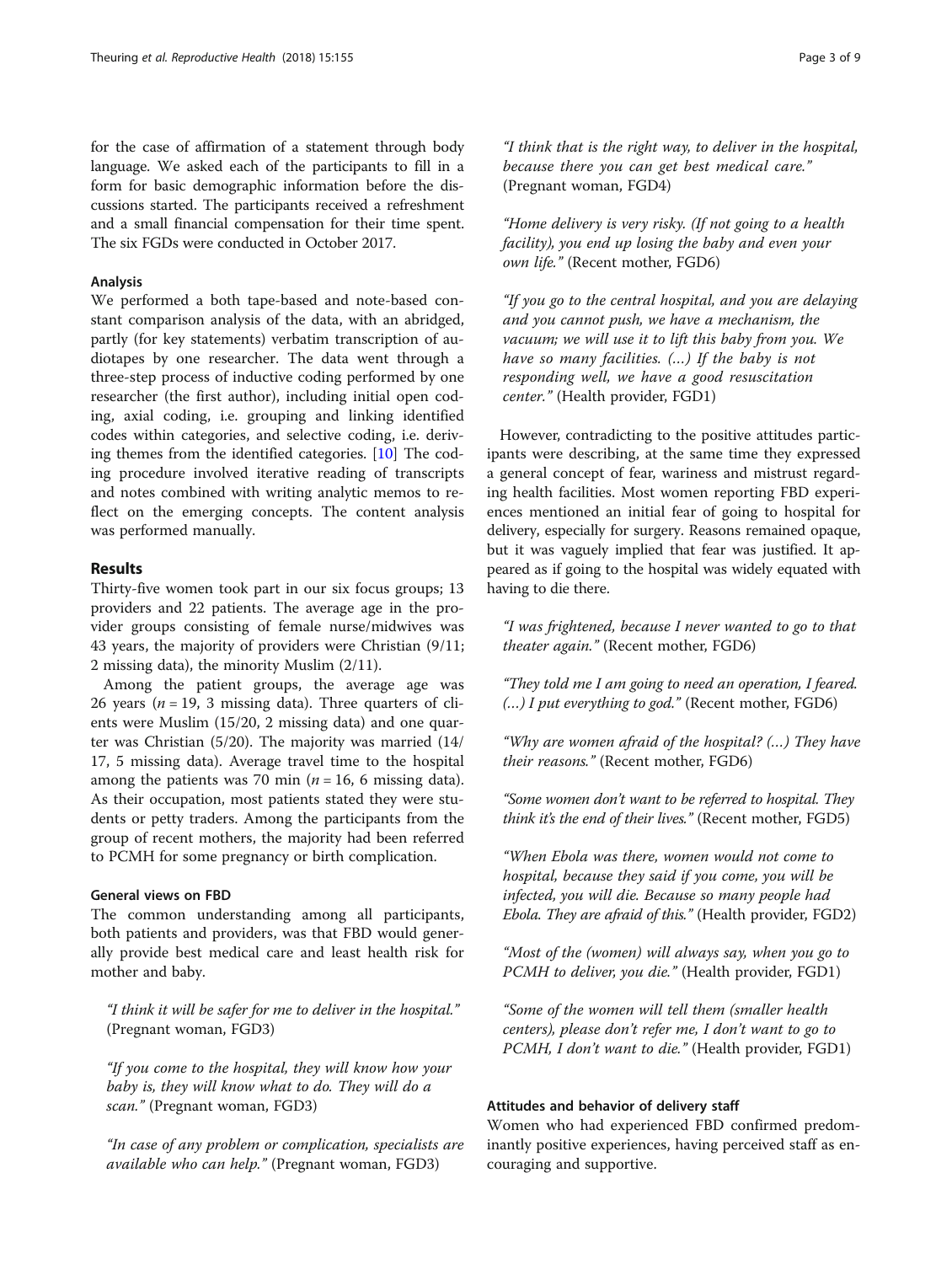for the case of affirmation of a statement through body language. We asked each of the participants to fill in a form for basic demographic information before the discussions started. The participants received a refreshment and a small financial compensation for their time spent. The six FGDs were conducted in October 2017.

### Analysis

We performed a both tape-based and note-based constant comparison analysis of the data, with an abridged, partly (for key statements) verbatim transcription of audiotapes by one researcher. The data went through a three-step process of inductive coding performed by one researcher (the first author), including initial open coding, axial coding, i.e. grouping and linking identified codes within categories, and selective coding, i.e. deriving themes from the identified categories. [10] The coding procedure involved iterative reading of transcripts and notes combined with writing analytic memos to reflect on the emerging concepts. The content analysis was performed manually.

## Results

Thirty-five women took part in our six focus groups; 13 providers and 22 patients. The average age in the provider groups consisting of female nurse/midwives was 43 years, the majority of providers were Christian (9/11; 2 missing data), the minority Muslim (2/11).

Among the patient groups, the average age was 26 years ($n = 19$, 3 missing data). Three quarters of clients were Muslim (15/20, 2 missing data) and one quarter was Christian (5/20). The majority was married (14/17, 5 missing data). Average travel time to the hospital among the patients was 70 min ($n = 16$, 6 missing data). As their occupation, most patients stated they were students or petty traders. Among the participants from the group of recent mothers, the majority had been referred to PCMH for some pregnancy or birth complication.

### General views on FBD

The common understanding among all participants, both patients and providers, was that FBD would generally provide best medical care and least health risk for mother and baby.

> *"I think it will be safer for me to deliver in the hospital."* (Pregnant woman, FGD3)

> *"If you come to the hospital, they will know how your baby is, they will know what to do. They will do a scan."* (Pregnant woman, FGD3)

> *"In case of any problem or complication, specialists are available who can help."* (Pregnant woman, FGD3)

> *"I think that is the right way, to deliver in the hospital, because there you can get best medical care."* (Pregnant woman, FGD4)

> *"Home delivery is very risky. (If not going to a health facility), you end up losing the baby and even your own life."* (Recent mother, FGD6)

> *"If you go to the central hospital, and you are delaying and you cannot push, we have a mechanism, the vacuum; we will use it to lift this baby from you. We have so many facilities. (…) If the baby is not responding well, we have a good resuscitation center."* (Health provider, FGD1)

However, contradicting to the positive attitudes participants were describing, at the same time they expressed a general concept of fear, wariness and mistrust regarding health facilities. Most women reporting FBD experiences mentioned an initial fear of going to hospital for delivery, especially for surgery. Reasons remained opaque, but it was vaguely implied that fear was justified. It appeared as if going to the hospital was widely equated with having to die there.

> *"I was frightened, because I never wanted to go to that theater again."* (Recent mother, FGD6)

> *"They told me I am going to need an operation, I feared. (…) I put everything to god."* (Recent mother, FGD6)

> *"Why are women afraid of the hospital? (…) They have their reasons."* (Recent mother, FGD6)

> *"Some women don't want to be referred to hospital. They think it's the end of their lives."* (Recent mother, FGD5)

> *"When Ebola was there, women would not come to hospital, because they said if you come, you will be infected, you will die. Because so many people had Ebola. They are afraid of this."* (Health provider, FGD2)

> *"Most of the (women) will always say, when you go to PCMH to deliver, you die."* (Health provider, FGD1)

> *"Some of the women will tell them (smaller health centers), please don't refer me, I don't want to go to PCMH, I don't want to die."* (Health provider, FGD1)

### Attitudes and behavior of delivery staff

Women who had experienced FBD confirmed predominantly positive experiences, having perceived staff as encouraging and supportive.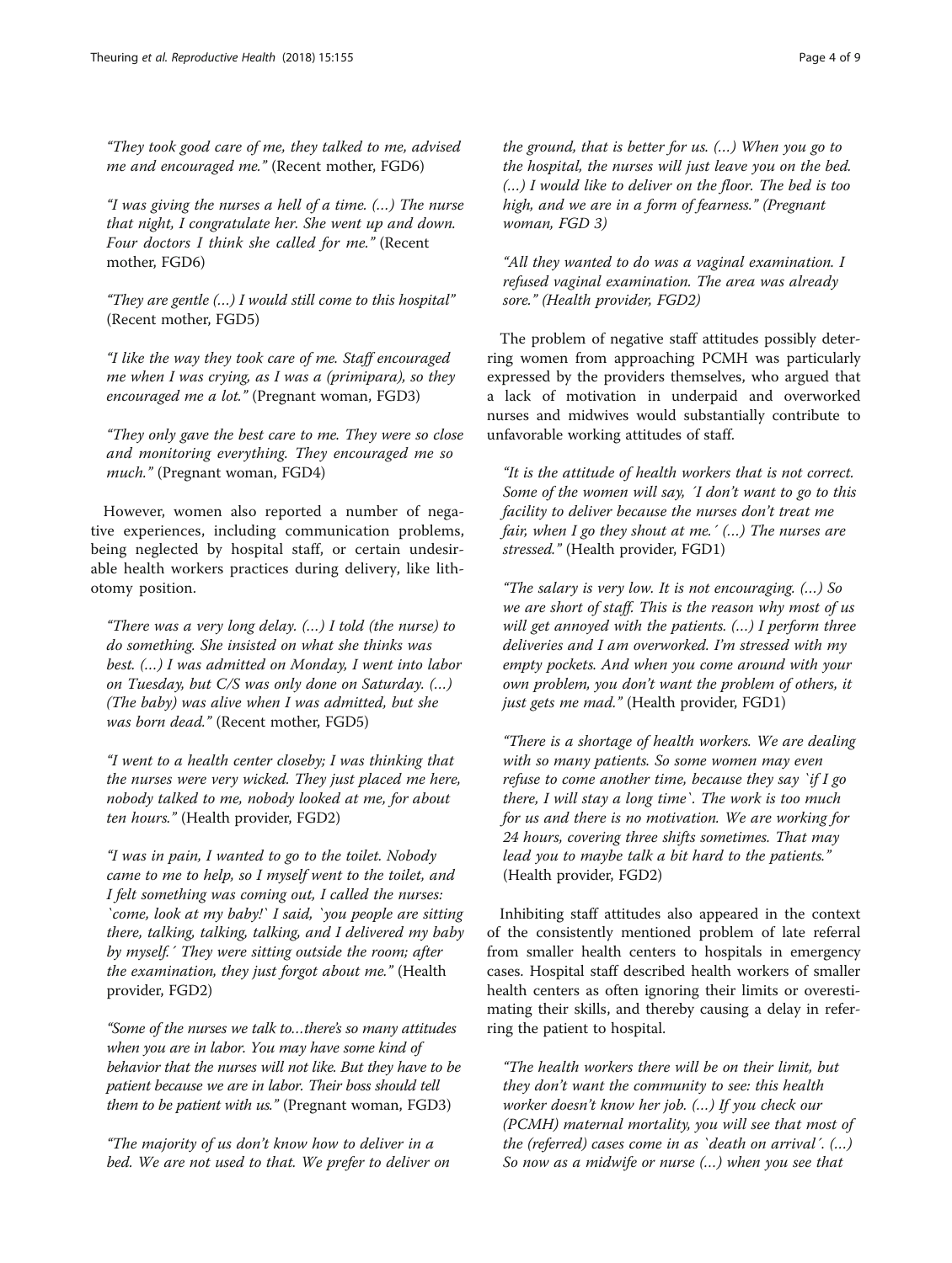*"They took good care of me, they talked to me, advised me and encouraged me."* (Recent mother, FGD6)

*"I was giving the nurses a hell of a time. (…) The nurse that night, I congratulate her. She went up and down. Four doctors I think she called for me."* (Recent mother, FGD6)

*"They are gentle (…) I would still come to this hospital"* (Recent mother, FGD5)

*"I like the way they took care of me. Staff encouraged me when I was crying, as I was a (primipara), so they encouraged me a lot."* (Pregnant woman, FGD3)

*"They only gave the best care to me. They were so close and monitoring everything. They encouraged me so much."* (Pregnant woman, FGD4)

However, women also reported a number of negative experiences, including communication problems, being neglected by hospital staff, or certain undesirable health workers practices during delivery, like lithotomy position.

*"There was a very long delay. (…) I told (the nurse) to do something. She insisted on what she thinks was best. (…) I was admitted on Monday, I went into labor on Tuesday, but C/S was only done on Saturday. (…) (The baby) was alive when I was admitted, but she was born dead."* (Recent mother, FGD5)

*"I went to a health center closeby; I was thinking that the nurses were very wicked. They just placed me here, nobody talked to me, nobody looked at me, for about ten hours."* (Health provider, FGD2)

*"I was in pain, I wanted to go to the toilet. Nobody came to me to help, so I myself went to the toilet, and I felt something was coming out, I called the nurses: `come, look at my baby!` I said, `you people are sitting there, talking, talking, talking, and I delivered my baby by myself.´ They were sitting outside the room; after the examination, they just forgot about me."* (Health provider, FGD2)

*"Some of the nurses we talk to…there's so many attitudes when you are in labor. You may have some kind of behavior that the nurses will not like. But they have to be patient because we are in labor. Their boss should tell them to be patient with us."* (Pregnant woman, FGD3)

*"The majority of us don't know how to deliver in a bed. We are not used to that. We prefer to deliver on the ground, that is better for us. (…) When you go to the hospital, the nurses will just leave you on the bed. (…) I would like to deliver on the floor. The bed is too high, and we are in a form of fearness."* (Pregnant woman, FGD 3)

*"All they wanted to do was a vaginal examination. I refused vaginal examination. The area was already sore."* (Health provider, FGD2)

The problem of negative staff attitudes possibly deterring women from approaching PCMH was particularly expressed by the providers themselves, who argued that a lack of motivation in underpaid and overworked nurses and midwives would substantially contribute to unfavorable working attitudes of staff.

*"It is the attitude of health workers that is not correct. Some of the women will say, ´I don't want to go to this facility to deliver because the nurses don't treat me fair, when I go they shout at me.´ (…) The nurses are stressed."* (Health provider, FGD1)

*"The salary is very low. It is not encouraging. (…) So we are short of staff. This is the reason why most of us will get annoyed with the patients. (…) I perform three deliveries and I am overworked. I'm stressed with my empty pockets. And when you come around with your own problem, you don't want the problem of others, it just gets me mad."* (Health provider, FGD1)

*"There is a shortage of health workers. We are dealing with so many patients. So some women may even refuse to come another time, because they say `if I go there, I will stay a long time`. The work is too much for us and there is no motivation. We are working for 24 hours, covering three shifts sometimes. That may lead you to maybe talk a bit hard to the patients."* (Health provider, FGD2)

Inhibiting staff attitudes also appeared in the context of the consistently mentioned problem of late referral from smaller health centers to hospitals in emergency cases. Hospital staff described health workers of smaller health centers as often ignoring their limits or overestimating their skills, and thereby causing a delay in referring the patient to hospital.

*"The health workers there will be on their limit, but they don't want the community to see: this health worker doesn't know her job. (…) If you check our (PCMH) maternal mortality, you will see that most of the (referred) cases come in as `death on arrival´. (…) So now as a midwife or nurse (…) when you see that*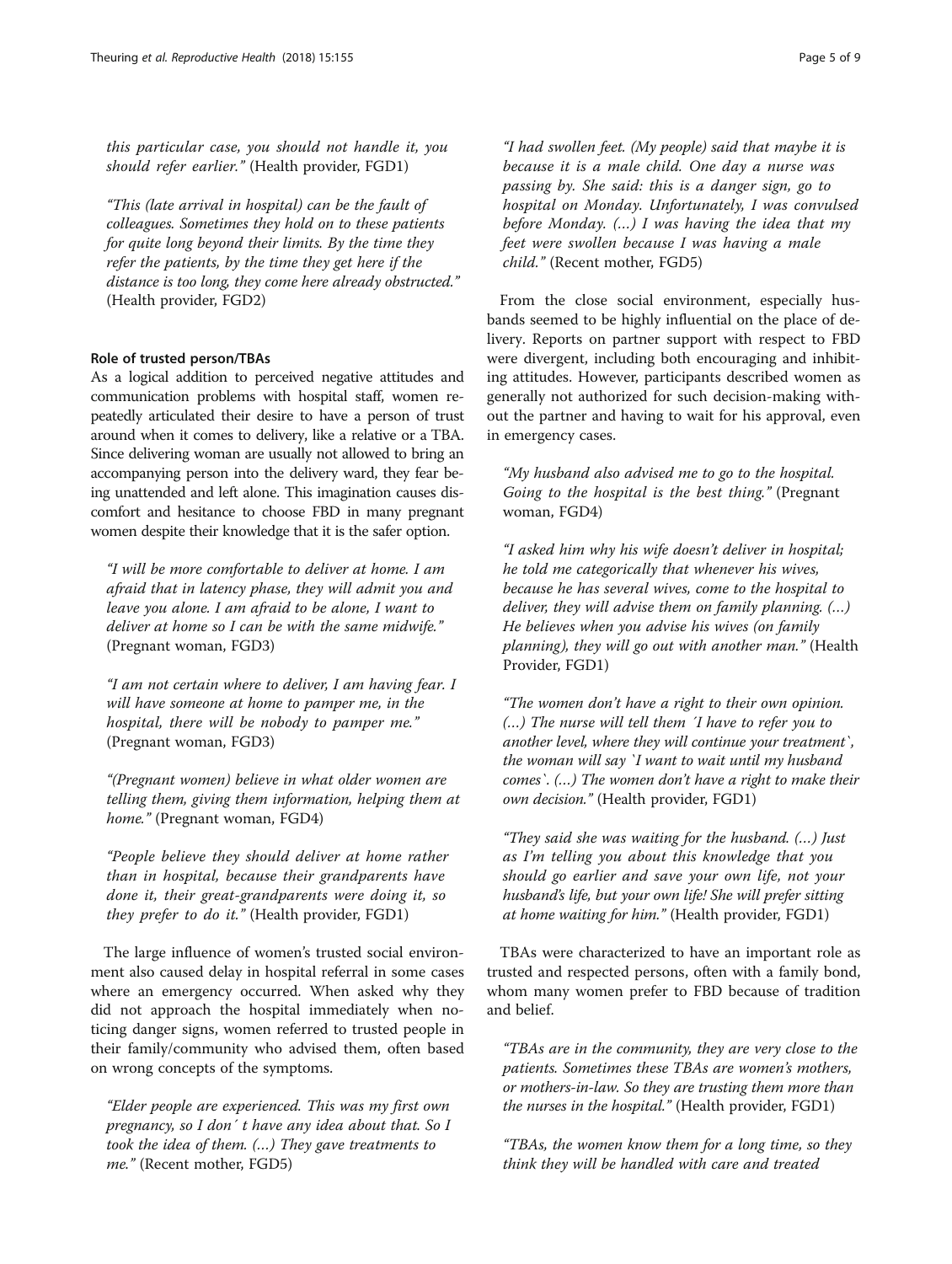*this particular case, you should not handle it, you should refer earlier."* (Health provider, FGD1)

*"This (late arrival in hospital) can be the fault of colleagues. Sometimes they hold on to these patients for quite long beyond their limits. By the time they refer the patients, by the time they get here if the distance is too long, they come here already obstructed."* (Health provider, FGD2)

#### Role of trusted person/TBAs

As a logical addition to perceived negative attitudes and communication problems with hospital staff, women repeatedly articulated their desire to have a person of trust around when it comes to delivery, like a relative or a TBA. Since delivering woman are usually not allowed to bring an accompanying person into the delivery ward, they fear being unattended and left alone. This imagination causes discomfort and hesitance to choose FBD in many pregnant women despite their knowledge that it is the safer option.

*"I will be more comfortable to deliver at home. I am afraid that in latency phase, they will admit you and leave you alone. I am afraid to be alone, I want to deliver at home so I can be with the same midwife."* (Pregnant woman, FGD3)

*"I am not certain where to deliver, I am having fear. I will have someone at home to pamper me, in the hospital, there will be nobody to pamper me."* (Pregnant woman, FGD3)

*"(Pregnant women) believe in what older women are telling them, giving them information, helping them at home."* (Pregnant woman, FGD4)

*"People believe they should deliver at home rather than in hospital, because their grandparents have done it, their great-grandparents were doing it, so they prefer to do it."* (Health provider, FGD1)

The large influence of women's trusted social environment also caused delay in hospital referral in some cases where an emergency occurred. When asked why they did not approach the hospital immediately when noticing danger signs, women referred to trusted people in their family/community who advised them, often based on wrong concepts of the symptoms.

*"Elder people are experienced. This was my first own pregnancy, so I don´ t have any idea about that. So I took the idea of them. (…) They gave treatments to me."* (Recent mother, FGD5)

*"I had swollen feet. (My people) said that maybe it is because it is a male child. One day a nurse was passing by. She said: this is a danger sign, go to hospital on Monday. Unfortunately, I was convulsed before Monday. (…) I was having the idea that my feet were swollen because I was having a male child."* (Recent mother, FGD5)

From the close social environment, especially husbands seemed to be highly influential on the place of delivery. Reports on partner support with respect to FBD were divergent, including both encouraging and inhibiting attitudes. However, participants described women as generally not authorized for such decision-making without the partner and having to wait for his approval, even in emergency cases.

*"My husband also advised me to go to the hospital. Going to the hospital is the best thing."* (Pregnant woman, FGD4)

*"I asked him why his wife doesn't deliver in hospital; he told me categorically that whenever his wives, because he has several wives, come to the hospital to deliver, they will advise them on family planning. (…) He believes when you advise his wives (on family planning), they will go out with another man."* (Health Provider, FGD1)

*"The women don't have a right to their own opinion. (…) The nurse will tell them ´I have to refer you to another level, where they will continue your treatment`, the woman will say `I want to wait until my husband comes`. (…) The women don't have a right to make their own decision."* (Health provider, FGD1)

*"They said she was waiting for the husband. (…) Just as I'm telling you about this knowledge that you should go earlier and save your own life, not your husband's life, but your own life! She will prefer sitting at home waiting for him."* (Health provider, FGD1)

TBAs were characterized to have an important role as trusted and respected persons, often with a family bond, whom many women prefer to FBD because of tradition and belief.

*"TBAs are in the community, they are very close to the patients. Sometimes these TBAs are women's mothers, or mothers-in-law. So they are trusting them more than the nurses in the hospital."* (Health provider, FGD1)

*"TBAs, the women know them for a long time, so they think they will be handled with care and treated*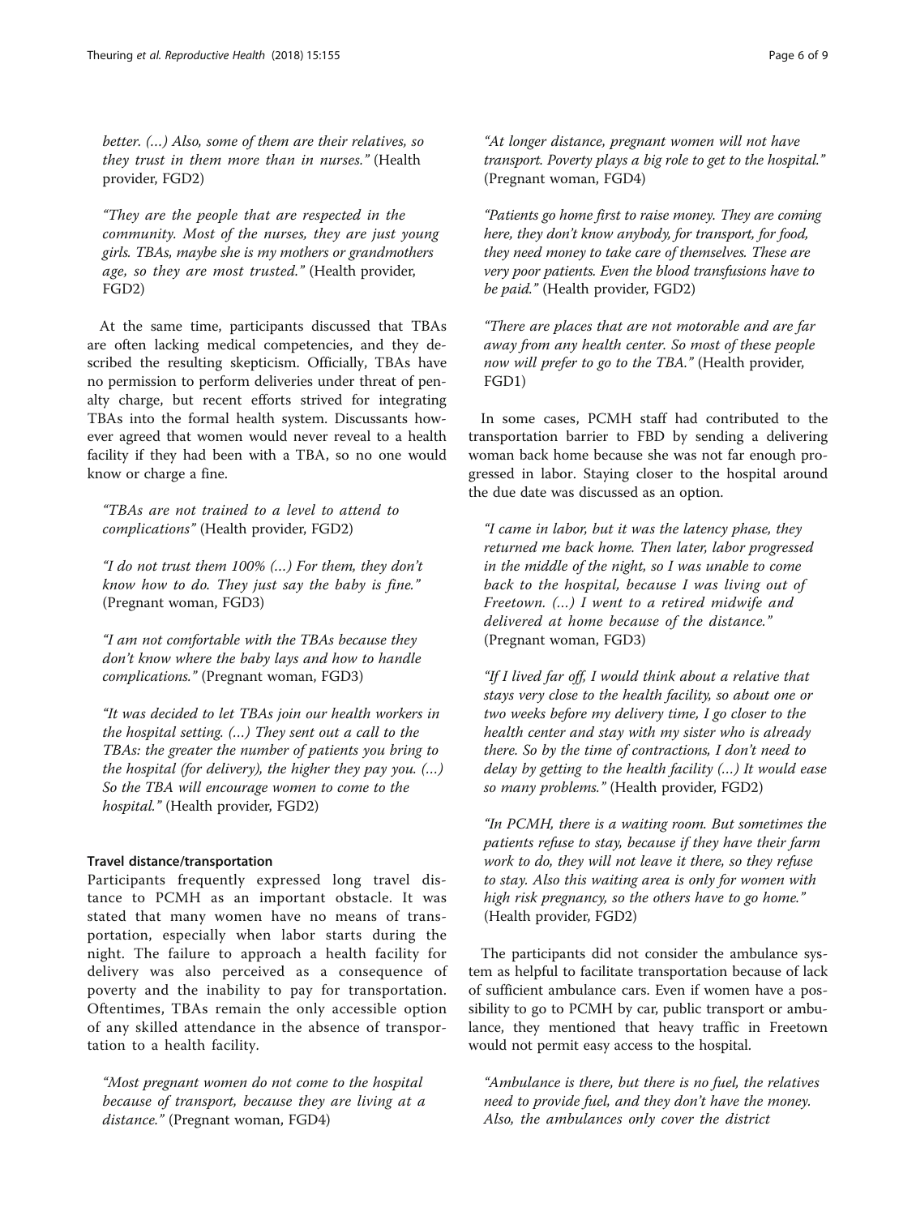better. (…) Also, some of them are their relatives, so they trust in them more than in nurses." (Health provider, FGD2)

"They are the people that are respected in the community. Most of the nurses, they are just young girls. TBAs, maybe she is my mothers or grandmothers age, so they are most trusted." (Health provider, FGD2)

At the same time, participants discussed that TBAs are often lacking medical competencies, and they described the resulting skepticism. Officially, TBAs have no permission to perform deliveries under threat of penalty charge, but recent efforts strived for integrating TBAs into the formal health system. Discussants however agreed that women would never reveal to a health facility if they had been with a TBA, so no one would know or charge a fine.

"TBAs are not trained to a level to attend to complications" (Health provider, FGD2)

"I do not trust them 100% (…) For them, they don't know how to do. They just say the baby is fine." (Pregnant woman, FGD3)

"I am not comfortable with the TBAs because they don't know where the baby lays and how to handle complications." (Pregnant woman, FGD3)

"It was decided to let TBAs join our health workers in the hospital setting. (…) They sent out a call to the TBAs: the greater the number of patients you bring to the hospital (for delivery), the higher they pay you. (…) So the TBA will encourage women to come to the hospital." (Health provider, FGD2)

#### Travel distance/transportation

Participants frequently expressed long travel distance to PCMH as an important obstacle. It was stated that many women have no means of transportation, especially when labor starts during the night. The failure to approach a health facility for delivery was also perceived as a consequence of poverty and the inability to pay for transportation. Oftentimes, TBAs remain the only accessible option of any skilled attendance in the absence of transportation to a health facility.

"Most pregnant women do not come to the hospital because of transport, because they are living at a distance." (Pregnant woman, FGD4)

"At longer distance, pregnant women will not have transport. Poverty plays a big role to get to the hospital." (Pregnant woman, FGD4)

"Patients go home first to raise money. They are coming here, they don't know anybody, for transport, for food, they need money to take care of themselves. These are very poor patients. Even the blood transfusions have to be paid." (Health provider, FGD2)

"There are places that are not motorable and are far away from any health center. So most of these people now will prefer to go to the TBA." (Health provider, FGD1)

In some cases, PCMH staff had contributed to the transportation barrier to FBD by sending a delivering woman back home because she was not far enough progressed in labor. Staying closer to the hospital around the due date was discussed as an option.

"I came in labor, but it was the latency phase, they returned me back home. Then later, labor progressed in the middle of the night, so I was unable to come back to the hospital, because I was living out of Freetown. (…) I went to a retired midwife and delivered at home because of the distance." (Pregnant woman, FGD3)

"If I lived far off, I would think about a relative that stays very close to the health facility, so about one or two weeks before my delivery time, I go closer to the health center and stay with my sister who is already there. So by the time of contractions, I don't need to delay by getting to the health facility (…) It would ease so many problems." (Health provider, FGD2)

"In PCMH, there is a waiting room. But sometimes the patients refuse to stay, because if they have their farm work to do, they will not leave it there, so they refuse to stay. Also this waiting area is only for women with high risk pregnancy, so the others have to go home." (Health provider, FGD2)

The participants did not consider the ambulance system as helpful to facilitate transportation because of lack of sufficient ambulance cars. Even if women have a possibility to go to PCMH by car, public transport or ambulance, they mentioned that heavy traffic in Freetown would not permit easy access to the hospital.

"Ambulance is there, but there is no fuel, the relatives need to provide fuel, and they don't have the money. Also, the ambulances only cover the district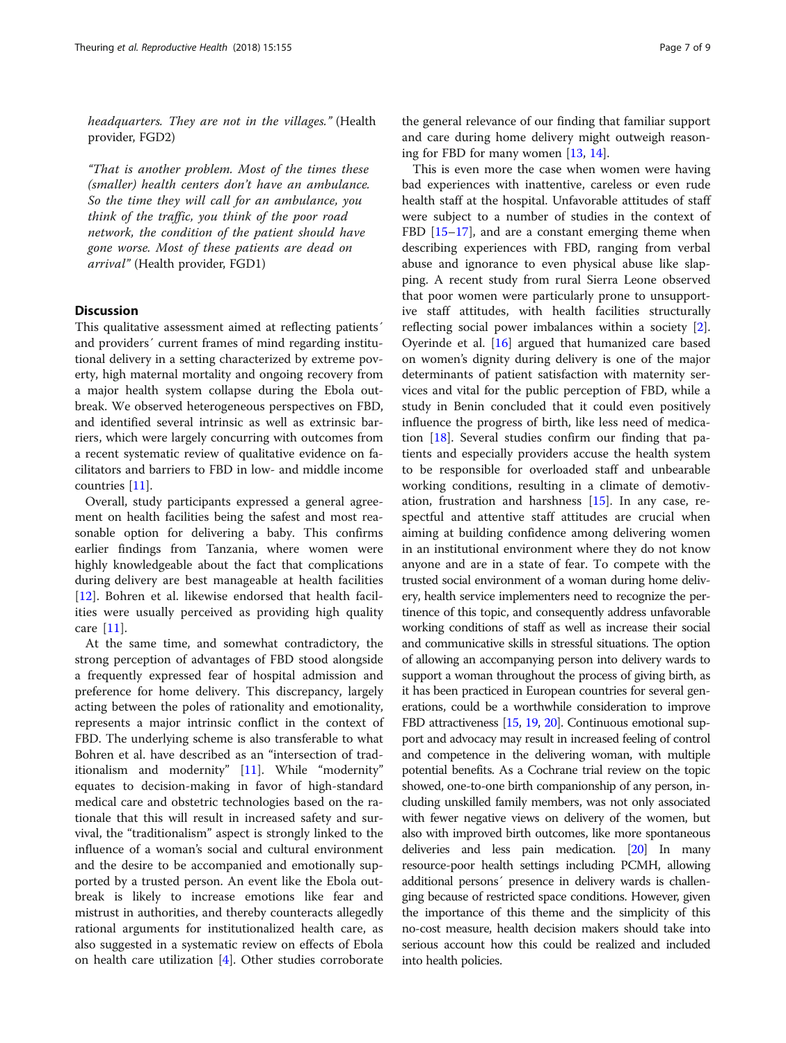*headquarters. They are not in the villages."* (Health provider, FGD2)

*"That is another problem. Most of the times these (smaller) health centers don't have an ambulance. So the time they will call for an ambulance, you think of the traffic, you think of the poor road network, the condition of the patient should have gone worse. Most of these patients are dead on arrival"* (Health provider, FGD1)

## Discussion

This qualitative assessment aimed at reflecting patients´ and providers´ current frames of mind regarding institutional delivery in a setting characterized by extreme poverty, high maternal mortality and ongoing recovery from a major health system collapse during the Ebola outbreak. We observed heterogeneous perspectives on FBD, and identified several intrinsic as well as extrinsic barriers, which were largely concurring with outcomes from a recent systematic review of qualitative evidence on facilitators and barriers to FBD in low- and middle income countries [11].

Overall, study participants expressed a general agreement on health facilities being the safest and most reasonable option for delivering a baby. This confirms earlier findings from Tanzania, where women were highly knowledgeable about the fact that complications during delivery are best manageable at health facilities [12]. Bohren et al. likewise endorsed that health facilities were usually perceived as providing high quality care [11].

At the same time, and somewhat contradictory, the strong perception of advantages of FBD stood alongside a frequently expressed fear of hospital admission and preference for home delivery. This discrepancy, largely acting between the poles of rationality and emotionality, represents a major intrinsic conflict in the context of FBD. The underlying scheme is also transferable to what Bohren et al. have described as an "intersection of traditionalism and modernity" [11]. While "modernity" equates to decision-making in favor of high-standard medical care and obstetric technologies based on the rationale that this will result in increased safety and survival, the "traditionalism" aspect is strongly linked to the influence of a woman's social and cultural environment and the desire to be accompanied and emotionally supported by a trusted person. An event like the Ebola outbreak is likely to increase emotions like fear and mistrust in authorities, and thereby counteracts allegedly rational arguments for institutionalized health care, as also suggested in a systematic review on effects of Ebola on health care utilization [4]. Other studies corroborate the general relevance of our finding that familiar support and care during home delivery might outweigh reasoning for FBD for many women [13, 14].

This is even more the case when women were having bad experiences with inattentive, careless or even rude health staff at the hospital. Unfavorable attitudes of staff were subject to a number of studies in the context of FBD [15–17], and are a constant emerging theme when describing experiences with FBD, ranging from verbal abuse and ignorance to even physical abuse like slapping. A recent study from rural Sierra Leone observed that poor women were particularly prone to unsupportive staff attitudes, with health facilities structurally reflecting social power imbalances within a society [2]. Oyerinde et al. [16] argued that humanized care based on women's dignity during delivery is one of the major determinants of patient satisfaction with maternity services and vital for the public perception of FBD, while a study in Benin concluded that it could even positively influence the progress of birth, like less need of medication [18]. Several studies confirm our finding that patients and especially providers accuse the health system to be responsible for overloaded staff and unbearable working conditions, resulting in a climate of demotivation, frustration and harshness [15]. In any case, respectful and attentive staff attitudes are crucial when aiming at building confidence among delivering women in an institutional environment where they do not know anyone and are in a state of fear. To compete with the trusted social environment of a woman during home delivery, health service implementers need to recognize the pertinence of this topic, and consequently address unfavorable working conditions of staff as well as increase their social and communicative skills in stressful situations. The option of allowing an accompanying person into delivery wards to support a woman throughout the process of giving birth, as it has been practiced in European countries for several generations, could be a worthwhile consideration to improve FBD attractiveness [15, 19, 20]. Continuous emotional support and advocacy may result in increased feeling of control and competence in the delivering woman, with multiple potential benefits. As a Cochrane trial review on the topic showed, one-to-one birth companionship of any person, including unskilled family members, was not only associated with fewer negative views on delivery of the women, but also with improved birth outcomes, like more spontaneous deliveries and less pain medication. [20] In many resource-poor health settings including PCMH, allowing additional persons´ presence in delivery wards is challenging because of restricted space conditions. However, given the importance of this theme and the simplicity of this no-cost measure, health decision makers should take into serious account how this could be realized and included into health policies.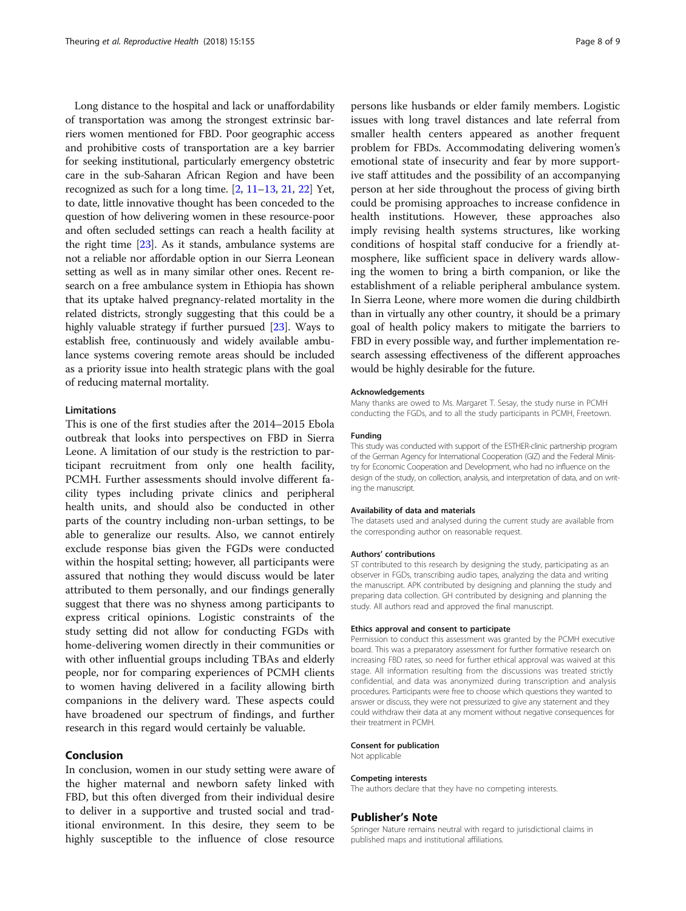Long distance to the hospital and lack or unaffordability of transportation was among the strongest extrinsic barriers women mentioned for FBD. Poor geographic access and prohibitive costs of transportation are a key barrier for seeking institutional, particularly emergency obstetric care in the sub-Saharan African Region and have been recognized as such for a long time. [2, 11–13, 21, 22] Yet, to date, little innovative thought has been conceded to the question of how delivering women in these resource-poor and often secluded settings can reach a health facility at the right time [23]. As it stands, ambulance systems are not a reliable nor affordable option in our Sierra Leonean setting as well as in many similar other ones. Recent research on a free ambulance system in Ethiopia has shown that its uptake halved pregnancy-related mortality in the related districts, strongly suggesting that this could be a highly valuable strategy if further pursued [23]. Ways to establish free, continuously and widely available ambulance systems covering remote areas should be included as a priority issue into health strategic plans with the goal of reducing maternal mortality.

### Limitations

This is one of the first studies after the 2014–2015 Ebola outbreak that looks into perspectives on FBD in Sierra Leone. A limitation of our study is the restriction to participant recruitment from only one health facility, PCMH. Further assessments should involve different facility types including private clinics and peripheral health units, and should also be conducted in other parts of the country including non-urban settings, to be able to generalize our results. Also, we cannot entirely exclude response bias given the FGDs were conducted within the hospital setting; however, all participants were assured that nothing they would discuss would be later attributed to them personally, and our findings generally suggest that there was no shyness among participants to express critical opinions. Logistic constraints of the study setting did not allow for conducting FGDs with home-delivering women directly in their communities or with other influential groups including TBAs and elderly people, nor for comparing experiences of PCMH clients to women having delivered in a facility allowing birth companions in the delivery ward. These aspects could have broadened our spectrum of findings, and further research in this regard would certainly be valuable.

## Conclusion

In conclusion, women in our study setting were aware of the higher maternal and newborn safety linked with FBD, but this often diverged from their individual desire to deliver in a supportive and trusted social and traditional environment. In this desire, they seem to be highly susceptible to the influence of close resource persons like husbands or elder family members. Logistic issues with long travel distances and late referral from smaller health centers appeared as another frequent problem for FBDs. Accommodating delivering women's emotional state of insecurity and fear by more supportive staff attitudes and the possibility of an accompanying person at her side throughout the process of giving birth could be promising approaches to increase confidence in health institutions. However, these approaches also imply revising health systems structures, like working conditions of hospital staff conducive for a friendly atmosphere, like sufficient space in delivery wards allowing the women to bring a birth companion, or like the establishment of a reliable peripheral ambulance system. In Sierra Leone, where more women die during childbirth than in virtually any other country, it should be a primary goal of health policy makers to mitigate the barriers to FBD in every possible way, and further implementation research assessing effectiveness of the different approaches would be highly desirable for the future.

#### Acknowledgements

Many thanks are owed to Ms. Margaret T. Sesay, the study nurse in PCMH conducting the FGDs, and to all the study participants in PCMH, Freetown.

#### Funding

This study was conducted with support of the ESTHER-clinic partnership program of the German Agency for International Cooperation (GIZ) and the Federal Ministry for Economic Cooperation and Development, who had no influence on the design of the study, on collection, analysis, and interpretation of data, and on writing the manuscript.

#### Availability of data and materials

The datasets used and analysed during the current study are available from the corresponding author on reasonable request.

#### Authors' contributions

ST contributed to this research by designing the study, participating as an observer in FGDs, transcribing audio tapes, analyzing the data and writing the manuscript. APK contributed by designing and planning the study and preparing data collection. GH contributed by designing and planning the study. All authors read and approved the final manuscript.

#### Ethics approval and consent to participate

Permission to conduct this assessment was granted by the PCMH executive board. This was a preparatory assessment for further formative research on increasing FBD rates, so need for further ethical approval was waived at this stage. All information resulting from the discussions was treated strictly confidential, and data was anonymized during transcription and analysis procedures. Participants were free to choose which questions they wanted to answer or discuss, they were not pressurized to give any statement and they could withdraw their data at any moment without negative consequences for their treatment in PCMH.

#### Consent for publication

Not applicable

#### Competing interests

The authors declare that they have no competing interests.

### Publisher's Note

Springer Nature remains neutral with regard to jurisdictional claims in published maps and institutional affiliations.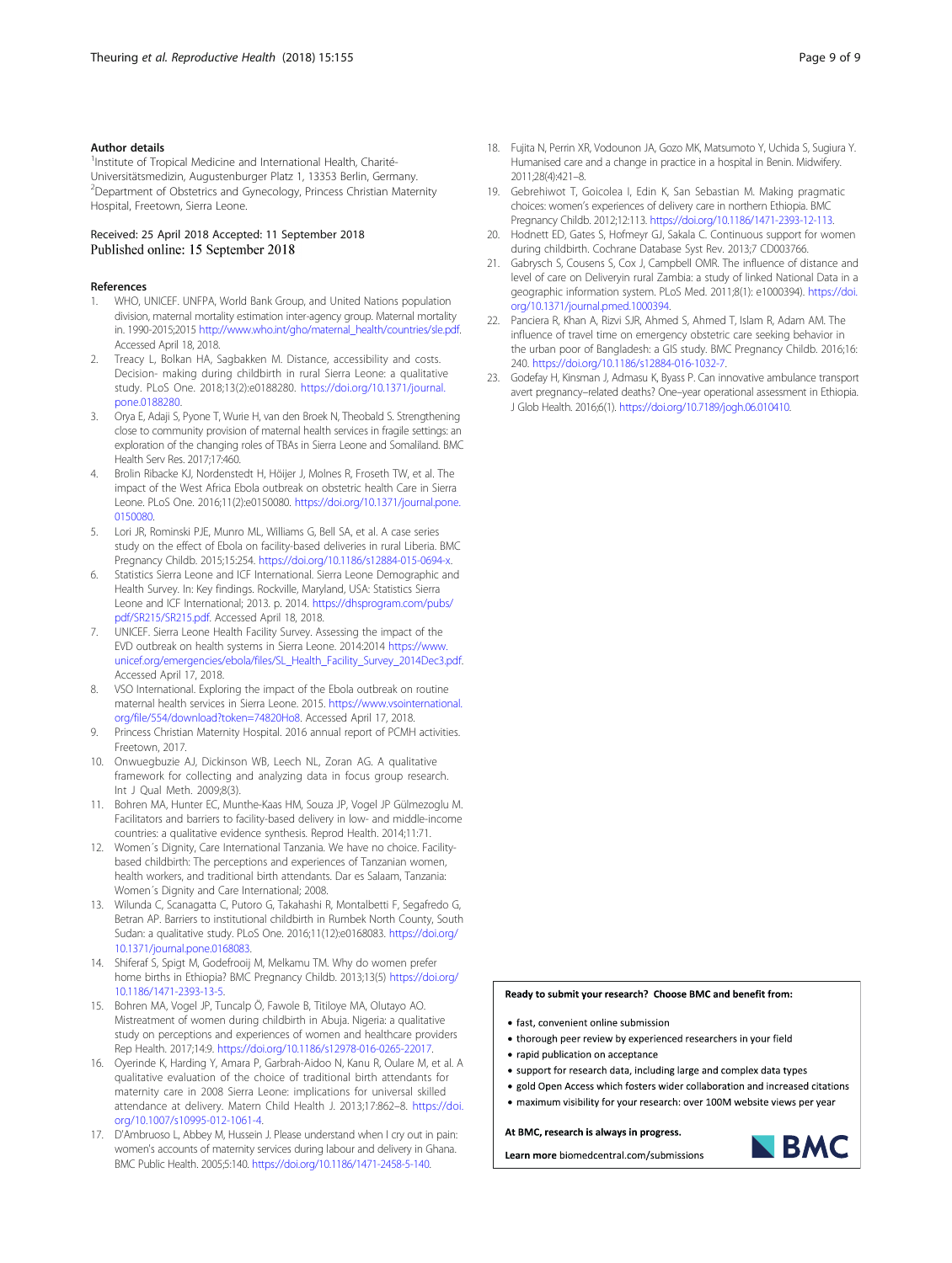## Author details

[1]Institute of Tropical Medicine and International Health, Charité-Universitätsmedizin, Augustenburger Platz 1, 13353 Berlin, Germany. [2]Department of Obstetrics and Gynecology, Princess Christian Maternity Hospital, Freetown, Sierra Leone.

Received: 25 April 2018 Accepted: 11 September 2018
Published online: 15 September 2018

## References

1. WHO, UNICEF. UNFPA, World Bank Group, and United Nations population division, maternal mortality estimation inter-agency group. Maternal mortality in. 1990-2015;2015 http://www.who.int/gho/maternal_health/countries/sle.pdf. Accessed April 18, 2018.
2. Treacy L, Bolkan HA, Sagbakken M. Distance, accessibility and costs. Decision- making during childbirth in rural Sierra Leone: a qualitative study. PLoS One. 2018;13(2):e0188280. https://doi.org/10.1371/journal.pone.0188280.
3. Orya E, Adaji S, Pyone T, Wurie H, van den Broek N, Theobald S. Strengthening close to community provision of maternal health services in fragile settings: an exploration of the changing roles of TBAs in Sierra Leone and Somaliland. BMC Health Serv Res. 2017;17:460.
4. Brolin Ribacke KJ, Nordenstedt H, Höijer J, Molnes R, Froseth TW, et al. The impact of the West Africa Ebola outbreak on obstetric health Care in Sierra Leone. PLoS One. 2016;11(2):e0150080. https://doi.org/10.1371/journal.pone.0150080.
5. Lori JR, Rominski PJE, Munro ML, Williams G, Bell SA, et al. A case series study on the effect of Ebola on facility-based deliveries in rural Liberia. BMC Pregnancy Childb. 2015;15:254. https://doi.org/10.1186/s12884-015-0694-x.
6. Statistics Sierra Leone and ICF International. Sierra Leone Demographic and Health Survey. In: Key findings. Rockville, Maryland, USA: Statistics Sierra Leone and ICF International; 2013. p. 2014. https://dhsprogram.com/pubs/pdf/SR215/SR215.pdf. Accessed April 18, 2018.
7. UNICEF. Sierra Leone Health Facility Survey. Assessing the impact of the EVD outbreak on health systems in Sierra Leone. 2014:2014 https://www.unicef.org/emergencies/ebola/files/SL_Health_Facility_Survey_2014Dec3.pdf. Accessed April 17, 2018.
8. VSO International. Exploring the impact of the Ebola outbreak on routine maternal health services in Sierra Leone. 2015. https://www.vsointernational.org/file/554/download?token=74820Ho8. Accessed April 17, 2018.
9. Princess Christian Maternity Hospital. 2016 annual report of PCMH activities. Freetown, 2017.
10. Onwuegbuzie AJ, Dickinson WB, Leech NL, Zoran AG. A qualitative framework for collecting and analyzing data in focus group research. Int J Qual Meth. 2009;8(3).
11. Bohren MA, Hunter EC, Munthe-Kaas HM, Souza JP, Vogel JP Gülmezoglu M. Facilitators and barriers to facility-based delivery in low- and middle-income countries: a qualitative evidence synthesis. Reprod Health. 2014;11:71.
12. Women´s Dignity, Care International Tanzania. We have no choice. Facility-based childbirth: The perceptions and experiences of Tanzanian women, health workers, and traditional birth attendants. Dar es Salaam, Tanzania: Women´s Dignity and Care International; 2008.
13. Wilunda C, Scanagatta C, Putoro G, Takahashi R, Montalbetti F, Segafredo G, Betran AP. Barriers to institutional childbirth in Rumbek North County, South Sudan: a qualitative study. PLoS One. 2016;11(12):e0168083. https://doi.org/10.1371/journal.pone.0168083.
14. Shiferaf S, Spigt M, Godefrooij M, Melkamu TM. Why do women prefer home births in Ethiopia? BMC Pregnancy Childb. 2013;13(5) https://doi.org/10.1186/1471-2393-13-5.
15. Bohren MA, Vogel JP, Tuncalp Ö, Fawole B, Titiloye MA, Olutayo AO. Mistreatment of women during childbirth in Abuja. Nigeria: a qualitative study on perceptions and experiences of women and healthcare providers Rep Health. 2017;14:9. https://doi.org/10.1186/s12978-016-0265-22017.
16. Oyerinde K, Harding Y, Amara P, Garbrah-Aidoo N, Kanu R, Oulare M, et al. A qualitative evaluation of the choice of traditional birth attendants for maternity care in 2008 Sierra Leone: implications for universal skilled attendance at delivery. Matern Child Health J. 2013;17:862–8. https://doi.org/10.1007/s10995-012-1061-4.
17. D'Ambruoso L, Abbey M, Hussein J. Please understand when I cry out in pain: women's accounts of maternity services during labour and delivery in Ghana. BMC Public Health. 2005;5:140. https://doi.org/10.1186/1471-2458-5-140.
18. Fujita N, Perrin XR, Vodounon JA, Gozo MK, Matsumoto Y, Uchida S, Sugiura Y. Humanised care and a change in practice in a hospital in Benin. Midwifery. 2011;28(4):421–8.
19. Gebrehiwot T, Goicolea I, Edin K, San Sebastian M. Making pragmatic choices: women's experiences of delivery care in northern Ethiopia. BMC Pregnancy Childb. 2012;12:113. https://doi.org/10.1186/1471-2393-12-113.
20. Hodnett ED, Gates S, Hofmeyr GJ, Sakala C. Continuous support for women during childbirth. Cochrane Database Syst Rev. 2013;7 CD003766.
21. Gabrysch S, Cousens S, Cox J, Campbell OMR. The influence of distance and level of care on Deliveryin rural Zambia: a study of linked National Data in a geographic information system. PLoS Med. 2011;8(1): e1000394). https://doi.org/10.1371/journal.pmed.1000394.
22. Panciera R, Khan A, Rizvi SJR, Ahmed S, Ahmed T, Islam R, Adam AM. The influence of travel time on emergency obstetric care seeking behavior in the urban poor of Bangladesh: a GIS study. BMC Pregnancy Childb. 2016;16:240. https://doi.org/10.1186/s12884-016-1032-7.
23. Godefay H, Kinsman J, Admasu K, Byass P. Can innovative ambulance transport avert pregnancy–related deaths? One–year operational assessment in Ethiopia. J Glob Health. 2016;6(1). https://doi.org/10.7189/jogh.06.010410.